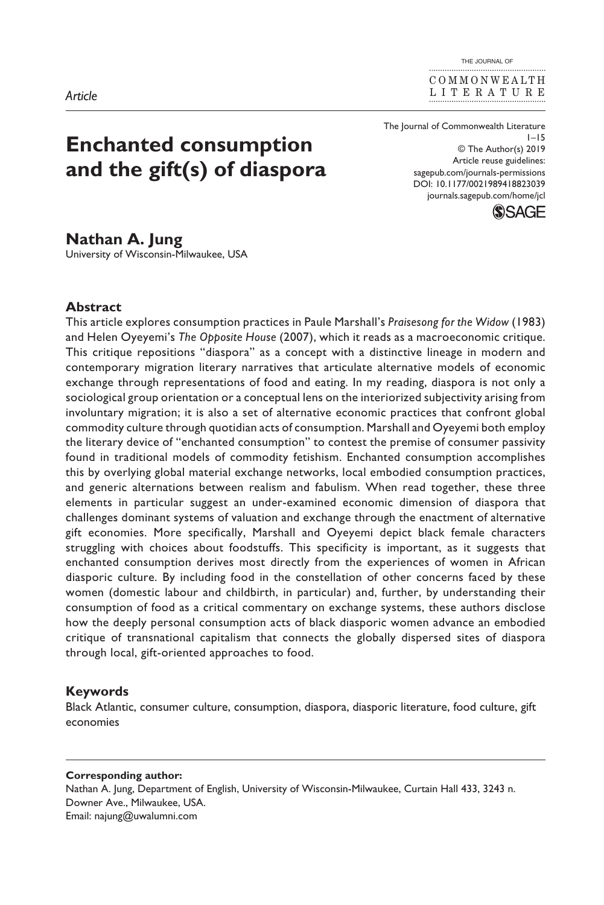*Article*

# Enchanted consumption and the gift(s) of diaspora

The Journal of Commonwealth Literature
1–15
© The Author(s) 2019
Article reuse guidelines:
sagepub.com/journals-permissions
DOI: 10.1177/0021989418823039
journals.sagepub.com/home/jcl

**Nathan A. Jung**
University of Wisconsin-Milwaukee, USA

## Abstract

This article explores consumption practices in Paule Marshall's *Praisesong for the Widow* (1983) and Helen Oyeyemi's *The Opposite House* (2007), which it reads as a macroeconomic critique. This critique repositions "diaspora" as a concept with a distinctive lineage in modern and contemporary migration literary narratives that articulate alternative models of economic exchange through representations of food and eating. In my reading, diaspora is not only a sociological group orientation or a conceptual lens on the interiorized subjectivity arising from involuntary migration; it is also a set of alternative economic practices that confront global commodity culture through quotidian acts of consumption. Marshall and Oyeyemi both employ the literary device of "enchanted consumption" to contest the premise of consumer passivity found in traditional models of commodity fetishism. Enchanted consumption accomplishes this by overlying global material exchange networks, local embodied consumption practices, and generic alternations between realism and fabulism. When read together, these three elements in particular suggest an under-examined economic dimension of diaspora that challenges dominant systems of valuation and exchange through the enactment of alternative gift economies. More specifically, Marshall and Oyeyemi depict black female characters struggling with choices about foodstuffs. This specificity is important, as it suggests that enchanted consumption derives most directly from the experiences of women in African diasporic culture. By including food in the constellation of other concerns faced by these women (domestic labour and childbirth, in particular) and, further, by understanding their consumption of food as a critical commentary on exchange systems, these authors disclose how the deeply personal consumption acts of black diasporic women advance an embodied critique of transnational capitalism that connects the globally dispersed sites of diaspora through local, gift-oriented approaches to food.

## Keywords

Black Atlantic, consumer culture, consumption, diaspora, diasporic literature, food culture, gift economies

---

**Corresponding author:**
Nathan A. Jung, Department of English, University of Wisconsin-Milwaukee, Curtain Hall 433, 3243 n. Downer Ave., Milwaukee, USA.
Email: najung@uwalumni.com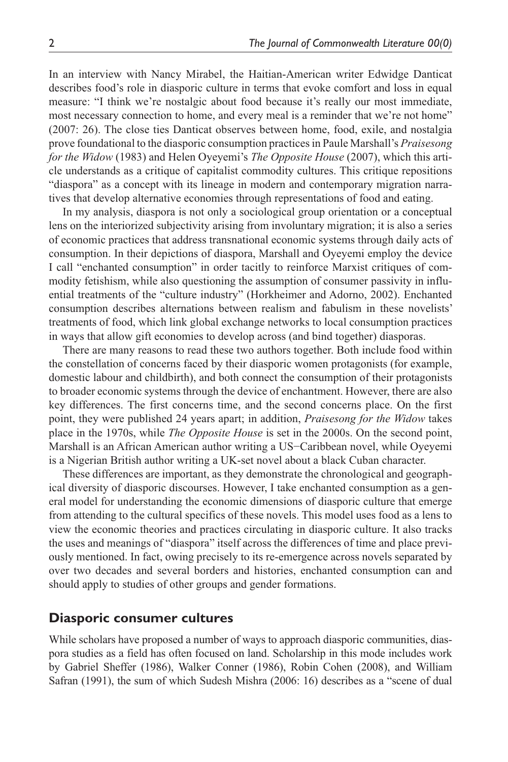In an interview with Nancy Mirabel, the Haitian-American writer Edwidge Danticat describes food's role in diasporic culture in terms that evoke comfort and loss in equal measure: "I think we're nostalgic about food because it's really our most immediate, most necessary connection to home, and every meal is a reminder that we're not home" (2007: 26). The close ties Danticat observes between home, food, exile, and nostalgia prove foundational to the diasporic consumption practices in Paule Marshall's *Praisesong for the Widow* (1983) and Helen Oyeyemi's *The Opposite House* (2007), which this article understands as a critique of capitalist commodity cultures. This critique repositions "diaspora" as a concept with its lineage in modern and contemporary migration narratives that develop alternative economies through representations of food and eating.

In my analysis, diaspora is not only a sociological group orientation or a conceptual lens on the interiorized subjectivity arising from involuntary migration; it is also a series of economic practices that address transnational economic systems through daily acts of consumption. In their depictions of diaspora, Marshall and Oyeyemi employ the device I call "enchanted consumption" in order tacitly to reinforce Marxist critiques of commodity fetishism, while also questioning the assumption of consumer passivity in influential treatments of the "culture industry" (Horkheimer and Adorno, 2002). Enchanted consumption describes alternations between realism and fabulism in these novelists' treatments of food, which link global exchange networks to local consumption practices in ways that allow gift economies to develop across (and bind together) diasporas.

There are many reasons to read these two authors together. Both include food within the constellation of concerns faced by their diasporic women protagonists (for example, domestic labour and childbirth), and both connect the consumption of their protagonists to broader economic systems through the device of enchantment. However, there are also key differences. The first concerns time, and the second concerns place. On the first point, they were published 24 years apart; in addition, *Praisesong for the Widow* takes place in the 1970s, while *The Opposite House* is set in the 2000s. On the second point, Marshall is an African American author writing a US–Caribbean novel, while Oyeyemi is a Nigerian British author writing a UK-set novel about a black Cuban character.

These differences are important, as they demonstrate the chronological and geographical diversity of diasporic discourses. However, I take enchanted consumption as a general model for understanding the economic dimensions of diasporic culture that emerge from attending to the cultural specifics of these novels. This model uses food as a lens to view the economic theories and practices circulating in diasporic culture. It also tracks the uses and meanings of "diaspora" itself across the differences of time and place previously mentioned. In fact, owing precisely to its re-emergence across novels separated by over two decades and several borders and histories, enchanted consumption can and should apply to studies of other groups and gender formations.

## Diasporic consumer cultures

While scholars have proposed a number of ways to approach diasporic communities, diaspora studies as a field has often focused on land. Scholarship in this mode includes work by Gabriel Sheffer (1986), Walker Conner (1986), Robin Cohen (2008), and William Safran (1991), the sum of which Sudesh Mishra (2006: 16) describes as a "scene of dual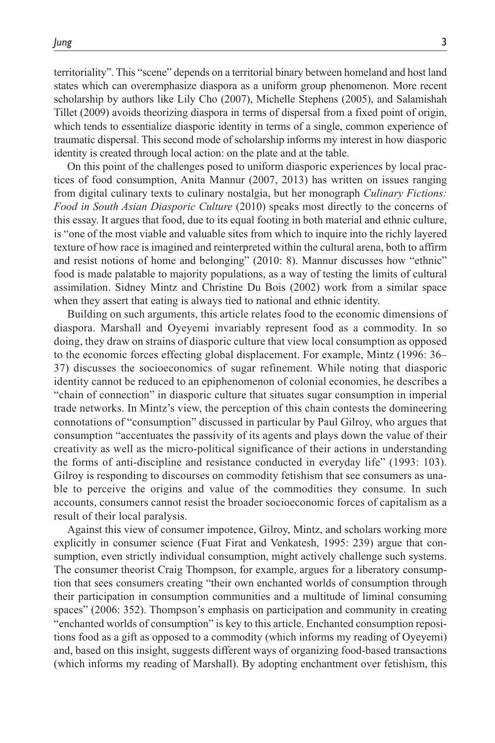territoriality". This "scene" depends on a territorial binary between homeland and host land states which can overemphasize diaspora as a uniform group phenomenon. More recent scholarship by authors like Lily Cho (2007), Michelle Stephens (2005), and Salamishah Tillet (2009) avoids theorizing diaspora in terms of dispersal from a fixed point of origin, which tends to essentialize diasporic identity in terms of a single, common experience of traumatic dispersal. This second mode of scholarship informs my interest in how diasporic identity is created through local action: on the plate and at the table.

On this point of the challenges posed to uniform diasporic experiences by local practices of food consumption, Anita Mannur (2007, 2013) has written on issues ranging from digital culinary texts to culinary nostalgia, but her monograph *Culinary Fictions: Food in South Asian Diasporic Culture* (2010) speaks most directly to the concerns of this essay. It argues that food, due to its equal footing in both material and ethnic culture, is "one of the most viable and valuable sites from which to inquire into the richly layered texture of how race is imagined and reinterpreted within the cultural arena, both to affirm and resist notions of home and belonging" (2010: 8). Mannur discusses how "ethnic" food is made palatable to majority populations, as a way of testing the limits of cultural assimilation. Sidney Mintz and Christine Du Bois (2002) work from a similar space when they assert that eating is always tied to national and ethnic identity.

Building on such arguments, this article relates food to the economic dimensions of diaspora. Marshall and Oyeyemi invariably represent food as a commodity. In so doing, they draw on strains of diasporic culture that view local consumption as opposed to the economic forces effecting global displacement. For example, Mintz (1996: 36–37) discusses the socioeconomics of sugar refinement. While noting that diasporic identity cannot be reduced to an epiphenomenon of colonial economies, he describes a "chain of connection" in diasporic culture that situates sugar consumption in imperial trade networks. In Mintz's view, the perception of this chain contests the domineering connotations of "consumption" discussed in particular by Paul Gilroy, who argues that consumption "accentuates the passivity of its agents and plays down the value of their creativity as well as the micro-political significance of their actions in understanding the forms of anti-discipline and resistance conducted in everyday life" (1993: 103). Gilroy is responding to discourses on commodity fetishism that see consumers as unable to perceive the origins and value of the commodities they consume. In such accounts, consumers cannot resist the broader socioeconomic forces of capitalism as a result of their local paralysis.

Against this view of consumer impotence, Gilroy, Mintz, and scholars working more explicitly in consumer science (Fuat Firat and Venkatesh, 1995: 239) argue that consumption, even strictly individual consumption, might actively challenge such systems. The consumer theorist Craig Thompson, for example, argues for a liberatory consumption that sees consumers creating "their own enchanted worlds of consumption through their participation in consumption communities and a multitude of liminal consuming spaces" (2006: 352). Thompson's emphasis on participation and community in creating "enchanted worlds of consumption" is key to this article. Enchanted consumption repositions food as a gift as opposed to a commodity (which informs my reading of Oyeyemi) and, based on this insight, suggests different ways of organizing food-based transactions (which informs my reading of Marshall). By adopting enchantment over fetishism, this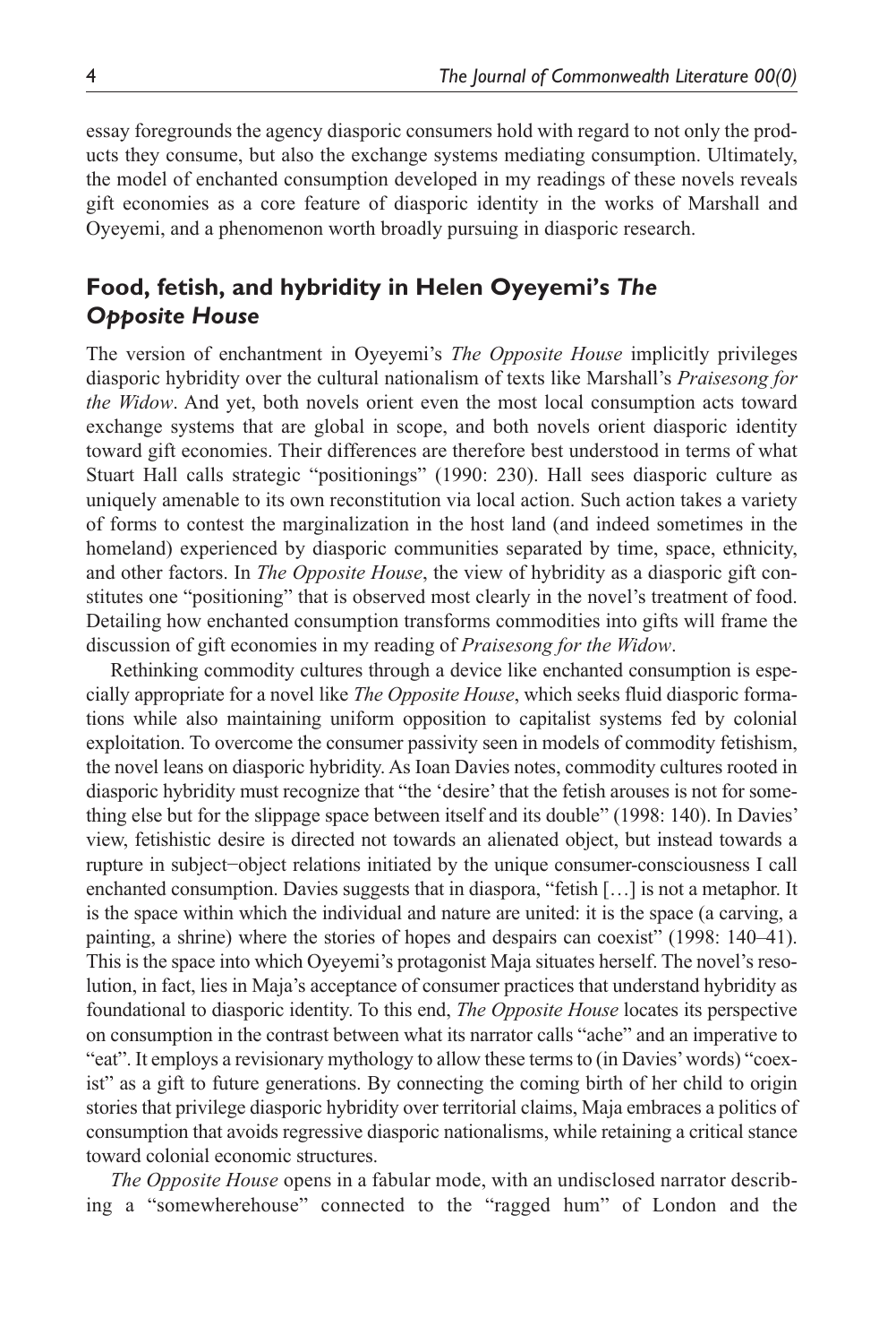essay foregrounds the agency diasporic consumers hold with regard to not only the products they consume, but also the exchange systems mediating consumption. Ultimately, the model of enchanted consumption developed in my readings of these novels reveals gift economies as a core feature of diasporic identity in the works of Marshall and Oyeyemi, and a phenomenon worth broadly pursuing in diasporic research.

## Food, fetish, and hybridity in Helen Oyeyemi's *The Opposite House*

The version of enchantment in Oyeyemi's *The Opposite House* implicitly privileges diasporic hybridity over the cultural nationalism of texts like Marshall's *Praisesong for the Widow*. And yet, both novels orient even the most local consumption acts toward exchange systems that are global in scope, and both novels orient diasporic identity toward gift economies. Their differences are therefore best understood in terms of what Stuart Hall calls strategic "positionings" (1990: 230). Hall sees diasporic culture as uniquely amenable to its own reconstitution via local action. Such action takes a variety of forms to contest the marginalization in the host land (and indeed sometimes in the homeland) experienced by diasporic communities separated by time, space, ethnicity, and other factors. In *The Opposite House*, the view of hybridity as a diasporic gift constitutes one "positioning" that is observed most clearly in the novel's treatment of food. Detailing how enchanted consumption transforms commodities into gifts will frame the discussion of gift economies in my reading of *Praisesong for the Widow*.

Rethinking commodity cultures through a device like enchanted consumption is especially appropriate for a novel like *The Opposite House*, which seeks fluid diasporic formations while also maintaining uniform opposition to capitalist systems fed by colonial exploitation. To overcome the consumer passivity seen in models of commodity fetishism, the novel leans on diasporic hybridity. As Ioan Davies notes, commodity cultures rooted in diasporic hybridity must recognize that "the 'desire' that the fetish arouses is not for something else but for the slippage space between itself and its double" (1998: 140). In Davies' view, fetishistic desire is directed not towards an alienated object, but instead towards a rupture in subject–object relations initiated by the unique consumer-consciousness I call enchanted consumption. Davies suggests that in diaspora, "fetish […] is not a metaphor. It is the space within which the individual and nature are united: it is the space (a carving, a painting, a shrine) where the stories of hopes and despairs can coexist" (1998: 140–41). This is the space into which Oyeyemi's protagonist Maja situates herself. The novel's resolution, in fact, lies in Maja's acceptance of consumer practices that understand hybridity as foundational to diasporic identity. To this end, *The Opposite House* locates its perspective on consumption in the contrast between what its narrator calls "ache" and an imperative to "eat". It employs a revisionary mythology to allow these terms to (in Davies' words) "coexist" as a gift to future generations. By connecting the coming birth of her child to origin stories that privilege diasporic hybridity over territorial claims, Maja embraces a politics of consumption that avoids regressive diasporic nationalisms, while retaining a critical stance toward colonial economic structures.

*The Opposite House* opens in a fabular mode, with an undisclosed narrator describing a "somewherehouse" connected to the "ragged hum" of London and the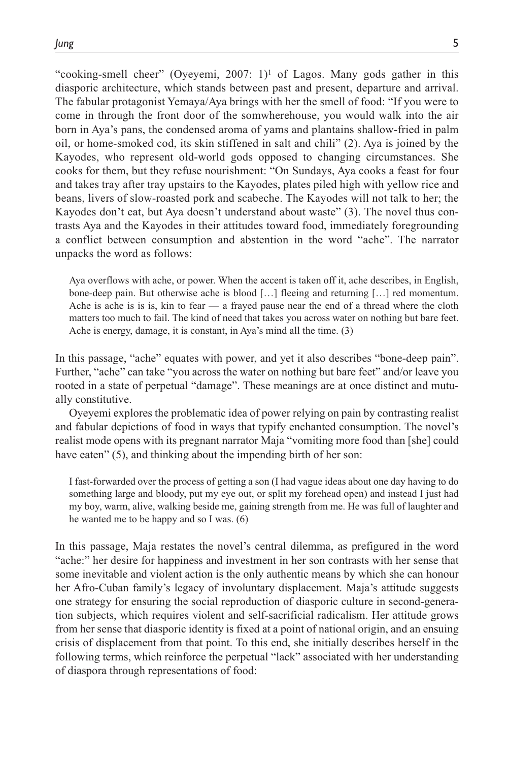"cooking-smell cheer" (Oyeyemi, 2007: 1)[1] of Lagos. Many gods gather in this diasporic architecture, which stands between past and present, departure and arrival. The fabular protagonist Yemaya/Aya brings with her the smell of food: "If you were to come in through the front door of the somwherehouse, you would walk into the air born in Aya's pans, the condensed aroma of yams and plantains shallow-fried in palm oil, or home-smoked cod, its skin stiffened in salt and chili" (2). Aya is joined by the Kayodes, who represent old-world gods opposed to changing circumstances. She cooks for them, but they refuse nourishment: "On Sundays, Aya cooks a feast for four and takes tray after tray upstairs to the Kayodes, plates piled high with yellow rice and beans, livers of slow-roasted pork and scabeche. The Kayodes will not talk to her; the Kayodes don't eat, but Aya doesn't understand about waste" (3). The novel thus contrasts Aya and the Kayodes in their attitudes toward food, immediately foregrounding a conflict between consumption and abstention in the word "ache". The narrator unpacks the word as follows:

> Aya overflows with ache, or power. When the accent is taken off it, ache describes, in English, bone-deep pain. But otherwise ache is blood […] fleeing and returning […] red momentum. Ache is ache is is is, kin to fear — a frayed pause near the end of a thread where the cloth matters too much to fail. The kind of need that takes you across water on nothing but bare feet. Ache is energy, damage, it is constant, in Aya's mind all the time. (3)

In this passage, "ache" equates with power, and yet it also describes "bone-deep pain". Further, "ache" can take "you across the water on nothing but bare feet" and/or leave you rooted in a state of perpetual "damage". These meanings are at once distinct and mutually constitutive.

Oyeyemi explores the problematic idea of power relying on pain by contrasting realist and fabular depictions of food in ways that typify enchanted consumption. The novel's realist mode opens with its pregnant narrator Maja "vomiting more food than [she] could have eaten" (5), and thinking about the impending birth of her son:

> I fast-forwarded over the process of getting a son (I had vague ideas about one day having to do something large and bloody, put my eye out, or split my forehead open) and instead I just had my boy, warm, alive, walking beside me, gaining strength from me. He was full of laughter and he wanted me to be happy and so I was. (6)

In this passage, Maja restates the novel's central dilemma, as prefigured in the word "ache:" her desire for happiness and investment in her son contrasts with her sense that some inevitable and violent action is the only authentic means by which she can honour her Afro-Cuban family's legacy of involuntary displacement. Maja's attitude suggests one strategy for ensuring the social reproduction of diasporic culture in second-generation subjects, which requires violent and self-sacrificial radicalism. Her attitude grows from her sense that diasporic identity is fixed at a point of national origin, and an ensuing crisis of displacement from that point. To this end, she initially describes herself in the following terms, which reinforce the perpetual "lack" associated with her understanding of diaspora through representations of food: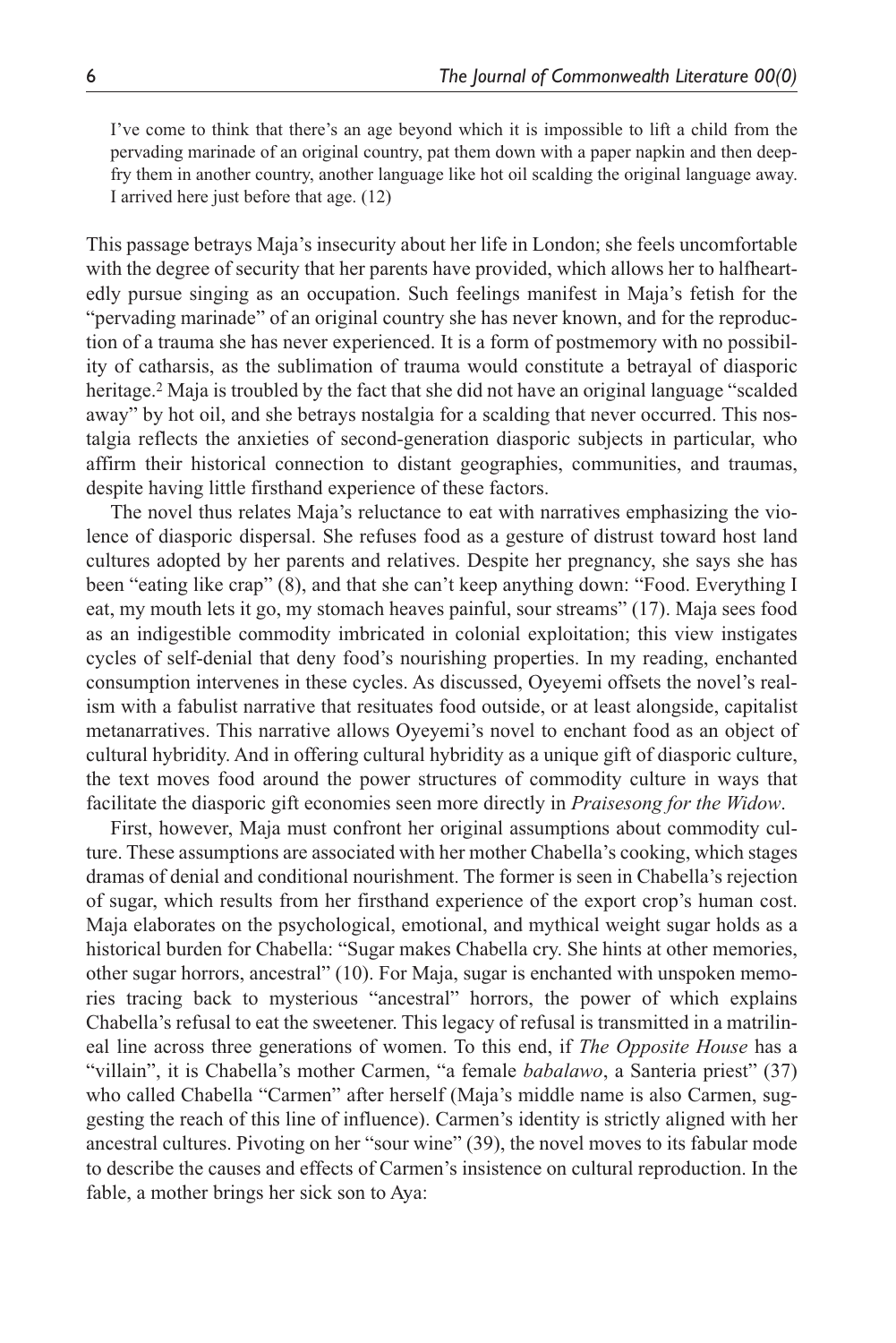> I've come to think that there's an age beyond which it is impossible to lift a child from the pervading marinade of an original country, pat them down with a paper napkin and then deep-fry them in another country, another language like hot oil scalding the original language away. I arrived here just before that age. (12)

This passage betrays Maja's insecurity about her life in London; she feels uncomfortable with the degree of security that her parents have provided, which allows her to halfheartedly pursue singing as an occupation. Such feelings manifest in Maja's fetish for the "pervading marinade" of an original country she has never known, and for the reproduction of a trauma she has never experienced. It is a form of postmemory with no possibility of catharsis, as the sublimation of trauma would constitute a betrayal of diasporic heritage.[2] Maja is troubled by the fact that she did not have an original language "scalded away" by hot oil, and she betrays nostalgia for a scalding that never occurred. This nostalgia reflects the anxieties of second-generation diasporic subjects in particular, who affirm their historical connection to distant geographies, communities, and traumas, despite having little firsthand experience of these factors.

The novel thus relates Maja's reluctance to eat with narratives emphasizing the violence of diasporic dispersal. She refuses food as a gesture of distrust toward host land cultures adopted by her parents and relatives. Despite her pregnancy, she says she has been "eating like crap" (8), and that she can't keep anything down: "Food. Everything I eat, my mouth lets it go, my stomach heaves painful, sour streams" (17). Maja sees food as an indigestible commodity imbricated in colonial exploitation; this view instigates cycles of self-denial that deny food's nourishing properties. In my reading, enchanted consumption intervenes in these cycles. As discussed, Oyeyemi offsets the novel's realism with a fabulist narrative that resituates food outside, or at least alongside, capitalist metanarratives. This narrative allows Oyeyemi's novel to enchant food as an object of cultural hybridity. And in offering cultural hybridity as a unique gift of diasporic culture, the text moves food around the power structures of commodity culture in ways that facilitate the diasporic gift economies seen more directly in *Praisesong for the Widow*.

First, however, Maja must confront her original assumptions about commodity culture. These assumptions are associated with her mother Chabella's cooking, which stages dramas of denial and conditional nourishment. The former is seen in Chabella's rejection of sugar, which results from her firsthand experience of the export crop's human cost. Maja elaborates on the psychological, emotional, and mythical weight sugar holds as a historical burden for Chabella: "Sugar makes Chabella cry. She hints at other memories, other sugar horrors, ancestral" (10). For Maja, sugar is enchanted with unspoken memories tracing back to mysterious "ancestral" horrors, the power of which explains Chabella's refusal to eat the sweetener. This legacy of refusal is transmitted in a matrilineal line across three generations of women. To this end, if *The Opposite House* has a "villain", it is Chabella's mother Carmen, "a female *babalawo*, a Santeria priest" (37) who called Chabella "Carmen" after herself (Maja's middle name is also Carmen, suggesting the reach of this line of influence). Carmen's identity is strictly aligned with her ancestral cultures. Pivoting on her "sour wine" (39), the novel moves to its fabular mode to describe the causes and effects of Carmen's insistence on cultural reproduction. In the fable, a mother brings her sick son to Aya: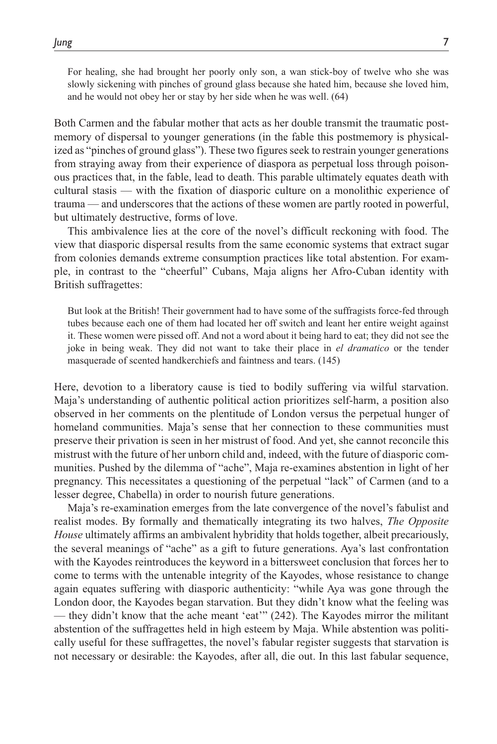> For healing, she had brought her poorly only son, a wan stick-boy of twelve who she was slowly sickening with pinches of ground glass because she hated him, because she loved him, and he would not obey her or stay by her side when he was well. (64)

Both Carmen and the fabular mother that acts as her double transmit the traumatic postmemory of dispersal to younger generations (in the fable this postmemory is physicalized as "pinches of ground glass"). These two figures seek to restrain younger generations from straying away from their experience of diaspora as perpetual loss through poisonous practices that, in the fable, lead to death. This parable ultimately equates death with cultural stasis — with the fixation of diasporic culture on a monolithic experience of trauma — and underscores that the actions of these women are partly rooted in powerful, but ultimately destructive, forms of love.

This ambivalence lies at the core of the novel's difficult reckoning with food. The view that diasporic dispersal results from the same economic systems that extract sugar from colonies demands extreme consumption practices like total abstention. For example, in contrast to the "cheerful" Cubans, Maja aligns her Afro-Cuban identity with British suffragettes:

> But look at the British! Their government had to have some of the suffragists force-fed through tubes because each one of them had located her off switch and leant her entire weight against it. These women were pissed off. And not a word about it being hard to eat; they did not see the joke in being weak. They did not want to take their place in *el dramatico* or the tender masquerade of scented handkerchiefs and faintness and tears. (145)

Here, devotion to a liberatory cause is tied to bodily suffering via wilful starvation. Maja's understanding of authentic political action prioritizes self-harm, a position also observed in her comments on the plentitude of London versus the perpetual hunger of homeland communities. Maja's sense that her connection to these communities must preserve their privation is seen in her mistrust of food. And yet, she cannot reconcile this mistrust with the future of her unborn child and, indeed, with the future of diasporic communities. Pushed by the dilemma of "ache", Maja re-examines abstention in light of her pregnancy. This necessitates a questioning of the perpetual "lack" of Carmen (and to a lesser degree, Chabella) in order to nourish future generations.

Maja's re-examination emerges from the late convergence of the novel's fabulist and realist modes. By formally and thematically integrating its two halves, *The Opposite House* ultimately affirms an ambivalent hybridity that holds together, albeit precariously, the several meanings of "ache" as a gift to future generations. Aya's last confrontation with the Kayodes reintroduces the keyword in a bittersweet conclusion that forces her to come to terms with the untenable integrity of the Kayodes, whose resistance to change again equates suffering with diasporic authenticity: "while Aya was gone through the London door, the Kayodes began starvation. But they didn't know what the feeling was — they didn't know that the ache meant 'eat'" (242). The Kayodes mirror the militant abstention of the suffragettes held in high esteem by Maja. While abstention was politically useful for these suffragettes, the novel's fabular register suggests that starvation is not necessary or desirable: the Kayodes, after all, die out. In this last fabular sequence,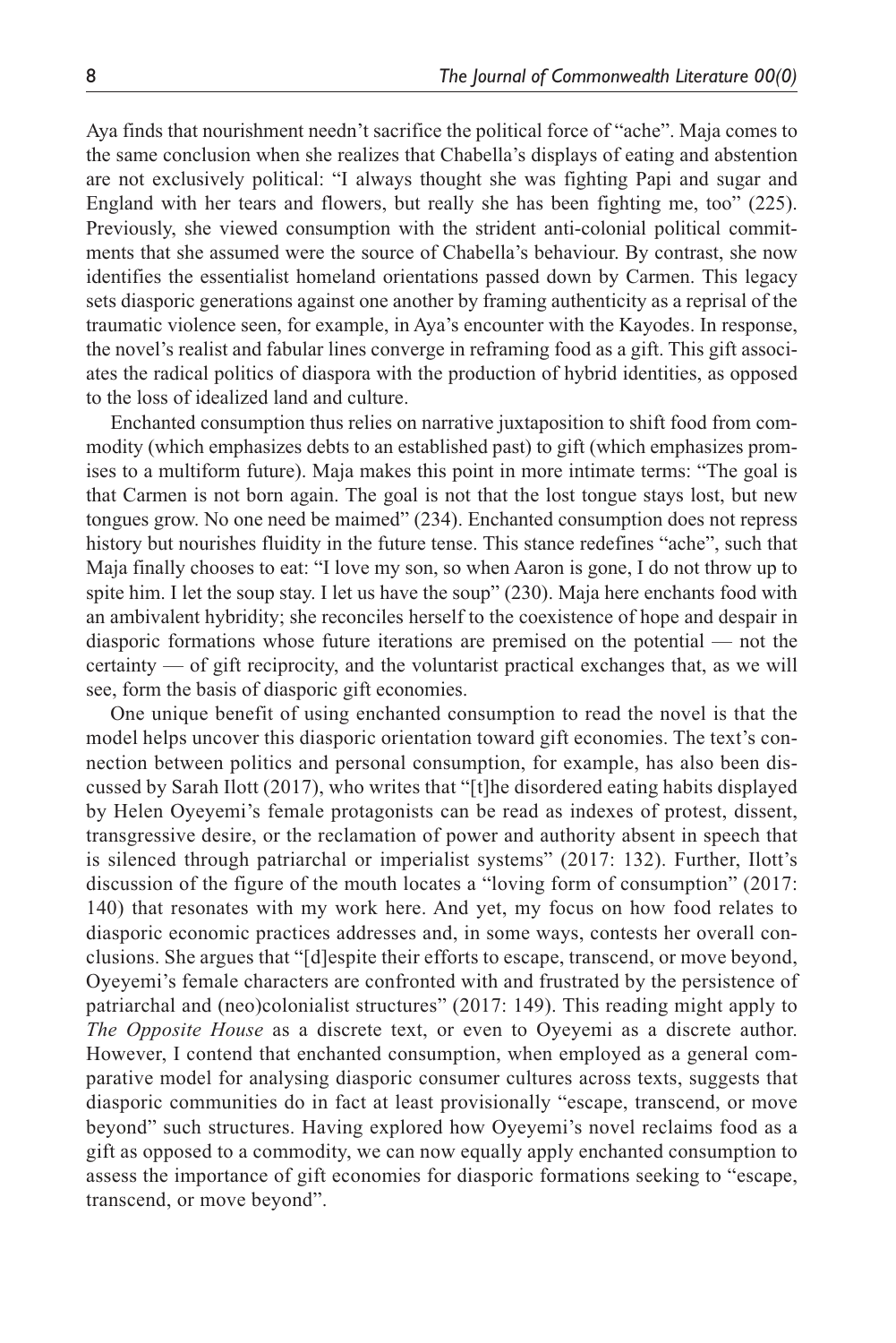Aya finds that nourishment needn't sacrifice the political force of "ache". Maja comes to the same conclusion when she realizes that Chabella's displays of eating and abstention are not exclusively political: "I always thought she was fighting Papi and sugar and England with her tears and flowers, but really she has been fighting me, too" (225). Previously, she viewed consumption with the strident anti-colonial political commitments that she assumed were the source of Chabella's behaviour. By contrast, she now identifies the essentialist homeland orientations passed down by Carmen. This legacy sets diasporic generations against one another by framing authenticity as a reprisal of the traumatic violence seen, for example, in Aya's encounter with the Kayodes. In response, the novel's realist and fabular lines converge in reframing food as a gift. This gift associates the radical politics of diaspora with the production of hybrid identities, as opposed to the loss of idealized land and culture.

Enchanted consumption thus relies on narrative juxtaposition to shift food from commodity (which emphasizes debts to an established past) to gift (which emphasizes promises to a multiform future). Maja makes this point in more intimate terms: "The goal is that Carmen is not born again. The goal is not that the lost tongue stays lost, but new tongues grow. No one need be maimed" (234). Enchanted consumption does not repress history but nourishes fluidity in the future tense. This stance redefines "ache", such that Maja finally chooses to eat: "I love my son, so when Aaron is gone, I do not throw up to spite him. I let the soup stay. I let us have the soup" (230). Maja here enchants food with an ambivalent hybridity; she reconciles herself to the coexistence of hope and despair in diasporic formations whose future iterations are premised on the potential — not the certainty — of gift reciprocity, and the voluntarist practical exchanges that, as we will see, form the basis of diasporic gift economies.

One unique benefit of using enchanted consumption to read the novel is that the model helps uncover this diasporic orientation toward gift economies. The text's connection between politics and personal consumption, for example, has also been discussed by Sarah Ilott (2017), who writes that "[t]he disordered eating habits displayed by Helen Oyeyemi's female protagonists can be read as indexes of protest, dissent, transgressive desire, or the reclamation of power and authority absent in speech that is silenced through patriarchal or imperialist systems" (2017: 132). Further, Ilott's discussion of the figure of the mouth locates a "loving form of consumption" (2017: 140) that resonates with my work here. And yet, my focus on how food relates to diasporic economic practices addresses and, in some ways, contests her overall conclusions. She argues that "[d]espite their efforts to escape, transcend, or move beyond, Oyeyemi's female characters are confronted with and frustrated by the persistence of patriarchal and (neo)colonialist structures" (2017: 149). This reading might apply to *The Opposite House* as a discrete text, or even to Oyeyemi as a discrete author. However, I contend that enchanted consumption, when employed as a general comparative model for analysing diasporic consumer cultures across texts, suggests that diasporic communities do in fact at least provisionally "escape, transcend, or move beyond" such structures. Having explored how Oyeyemi's novel reclaims food as a gift as opposed to a commodity, we can now equally apply enchanted consumption to assess the importance of gift economies for diasporic formations seeking to "escape, transcend, or move beyond".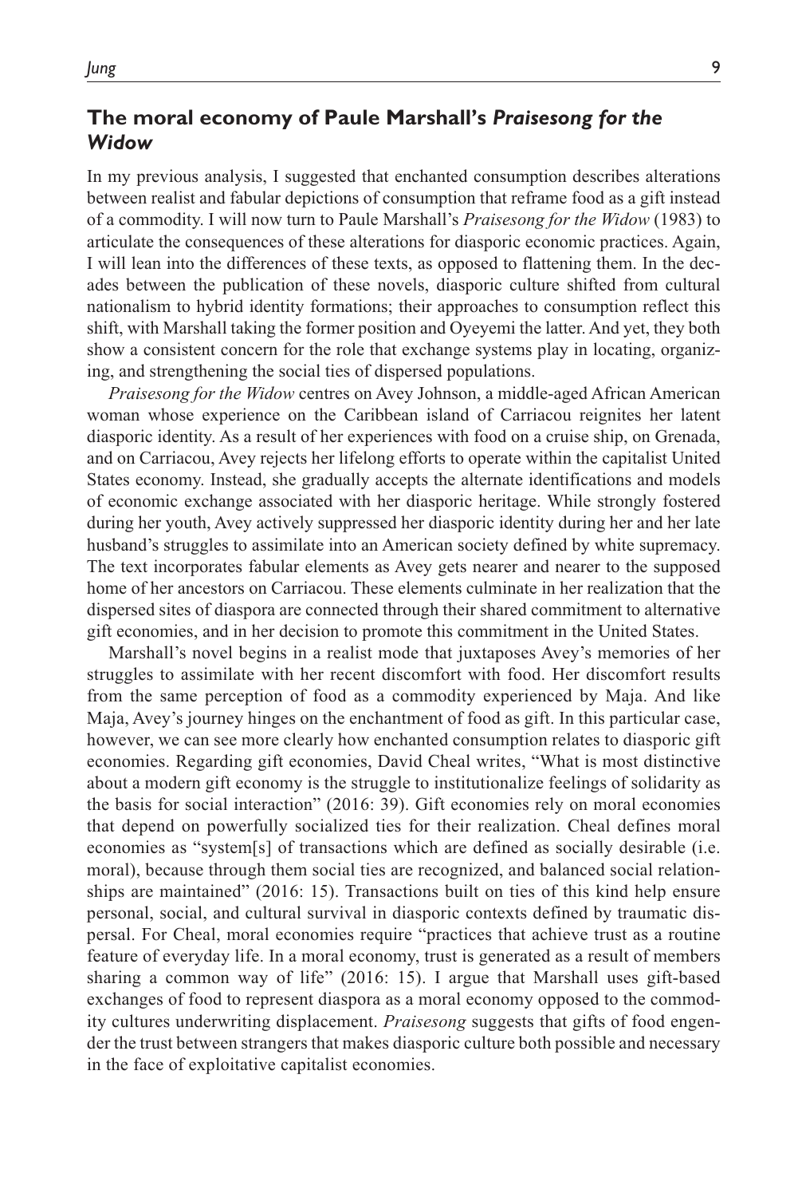## The moral economy of Paule Marshall's *Praisesong for the Widow*

In my previous analysis, I suggested that enchanted consumption describes alterations between realist and fabular depictions of consumption that reframe food as a gift instead of a commodity. I will now turn to Paule Marshall's *Praisesong for the Widow* (1983) to articulate the consequences of these alterations for diasporic economic practices. Again, I will lean into the differences of these texts, as opposed to flattening them. In the decades between the publication of these novels, diasporic culture shifted from cultural nationalism to hybrid identity formations; their approaches to consumption reflect this shift, with Marshall taking the former position and Oyeyemi the latter. And yet, they both show a consistent concern for the role that exchange systems play in locating, organizing, and strengthening the social ties of dispersed populations.

*Praisesong for the Widow* centres on Avey Johnson, a middle-aged African American woman whose experience on the Caribbean island of Carriacou reignites her latent diasporic identity. As a result of her experiences with food on a cruise ship, on Grenada, and on Carriacou, Avey rejects her lifelong efforts to operate within the capitalist United States economy. Instead, she gradually accepts the alternate identifications and models of economic exchange associated with her diasporic heritage. While strongly fostered during her youth, Avey actively suppressed her diasporic identity during her and her late husband's struggles to assimilate into an American society defined by white supremacy. The text incorporates fabular elements as Avey gets nearer and nearer to the supposed home of her ancestors on Carriacou. These elements culminate in her realization that the dispersed sites of diaspora are connected through their shared commitment to alternative gift economies, and in her decision to promote this commitment in the United States.

Marshall's novel begins in a realist mode that juxtaposes Avey's memories of her struggles to assimilate with her recent discomfort with food. Her discomfort results from the same perception of food as a commodity experienced by Maja. And like Maja, Avey's journey hinges on the enchantment of food as gift. In this particular case, however, we can see more clearly how enchanted consumption relates to diasporic gift economies. Regarding gift economies, David Cheal writes, "What is most distinctive about a modern gift economy is the struggle to institutionalize feelings of solidarity as the basis for social interaction" (2016: 39). Gift economies rely on moral economies that depend on powerfully socialized ties for their realization. Cheal defines moral economies as "system[s] of transactions which are defined as socially desirable (i.e. moral), because through them social ties are recognized, and balanced social relationships are maintained" (2016: 15). Transactions built on ties of this kind help ensure personal, social, and cultural survival in diasporic contexts defined by traumatic dispersal. For Cheal, moral economies require "practices that achieve trust as a routine feature of everyday life. In a moral economy, trust is generated as a result of members sharing a common way of life" (2016: 15). I argue that Marshall uses gift-based exchanges of food to represent diaspora as a moral economy opposed to the commodity cultures underwriting displacement. *Praisesong* suggests that gifts of food engender the trust between strangers that makes diasporic culture both possible and necessary in the face of exploitative capitalist economies.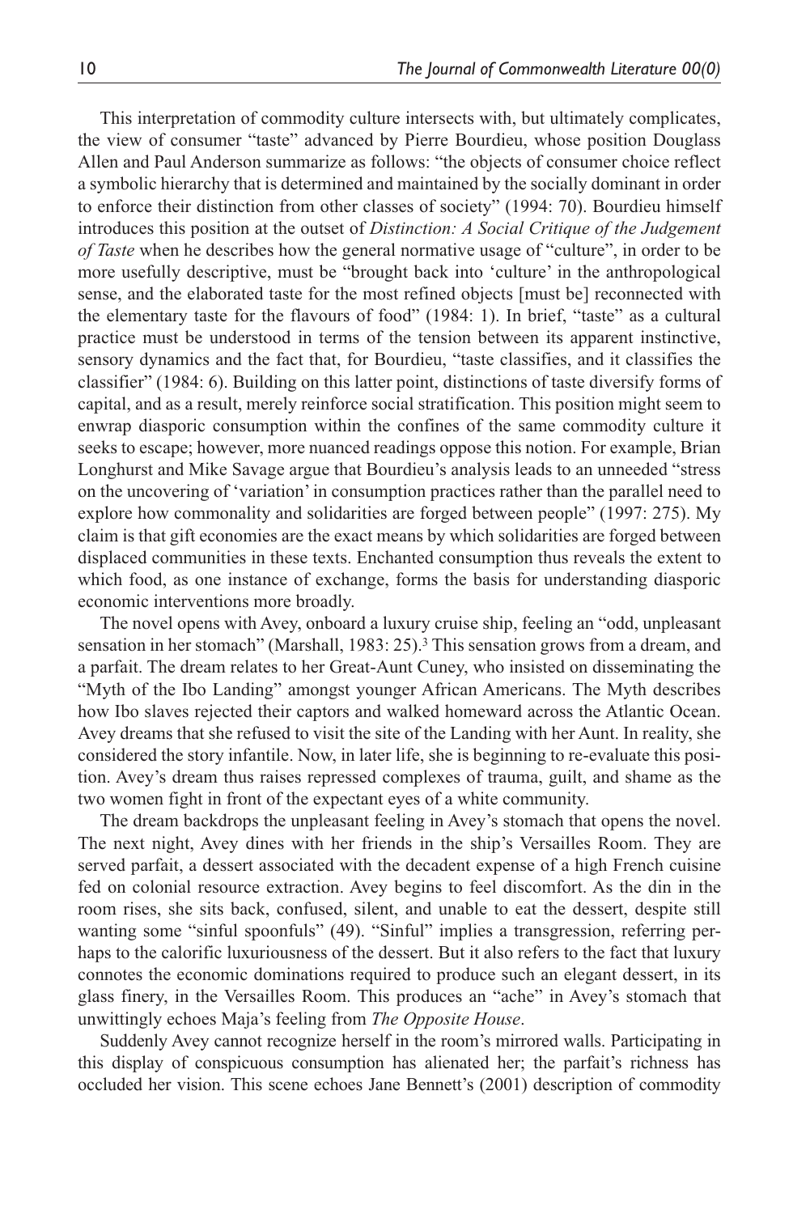This interpretation of commodity culture intersects with, but ultimately complicates, the view of consumer "taste" advanced by Pierre Bourdieu, whose position Douglass Allen and Paul Anderson summarize as follows: "the objects of consumer choice reflect a symbolic hierarchy that is determined and maintained by the socially dominant in order to enforce their distinction from other classes of society" (1994: 70). Bourdieu himself introduces this position at the outset of *Distinction: A Social Critique of the Judgement of Taste* when he describes how the general normative usage of "culture", in order to be more usefully descriptive, must be "brought back into 'culture' in the anthropological sense, and the elaborated taste for the most refined objects [must be] reconnected with the elementary taste for the flavours of food" (1984: 1). In brief, "taste" as a cultural practice must be understood in terms of the tension between its apparent instinctive, sensory dynamics and the fact that, for Bourdieu, "taste classifies, and it classifies the classifier" (1984: 6). Building on this latter point, distinctions of taste diversify forms of capital, and as a result, merely reinforce social stratification. This position might seem to enwrap diasporic consumption within the confines of the same commodity culture it seeks to escape; however, more nuanced readings oppose this notion. For example, Brian Longhurst and Mike Savage argue that Bourdieu's analysis leads to an unneeded "stress on the uncovering of 'variation' in consumption practices rather than the parallel need to explore how commonality and solidarities are forged between people" (1997: 275). My claim is that gift economies are the exact means by which solidarities are forged between displaced communities in these texts. Enchanted consumption thus reveals the extent to which food, as one instance of exchange, forms the basis for understanding diasporic economic interventions more broadly.

The novel opens with Avey, onboard a luxury cruise ship, feeling an "odd, unpleasant sensation in her stomach" (Marshall, 1983: 25).[3] This sensation grows from a dream, and a parfait. The dream relates to her Great-Aunt Cuney, who insisted on disseminating the "Myth of the Ibo Landing" amongst younger African Americans. The Myth describes how Ibo slaves rejected their captors and walked homeward across the Atlantic Ocean. Avey dreams that she refused to visit the site of the Landing with her Aunt. In reality, she considered the story infantile. Now, in later life, she is beginning to re-evaluate this position. Avey's dream thus raises repressed complexes of trauma, guilt, and shame as the two women fight in front of the expectant eyes of a white community.

The dream backdrops the unpleasant feeling in Avey's stomach that opens the novel. The next night, Avey dines with her friends in the ship's Versailles Room. They are served parfait, a dessert associated with the decadent expense of a high French cuisine fed on colonial resource extraction. Avey begins to feel discomfort. As the din in the room rises, she sits back, confused, silent, and unable to eat the dessert, despite still wanting some "sinful spoonfuls" (49). "Sinful" implies a transgression, referring perhaps to the calorific luxuriousness of the dessert. But it also refers to the fact that luxury connotes the economic dominations required to produce such an elegant dessert, in its glass finery, in the Versailles Room. This produces an "ache" in Avey's stomach that unwittingly echoes Maja's feeling from *The Opposite House*.

Suddenly Avey cannot recognize herself in the room's mirrored walls. Participating in this display of conspicuous consumption has alienated her; the parfait's richness has occluded her vision. This scene echoes Jane Bennett's (2001) description of commodity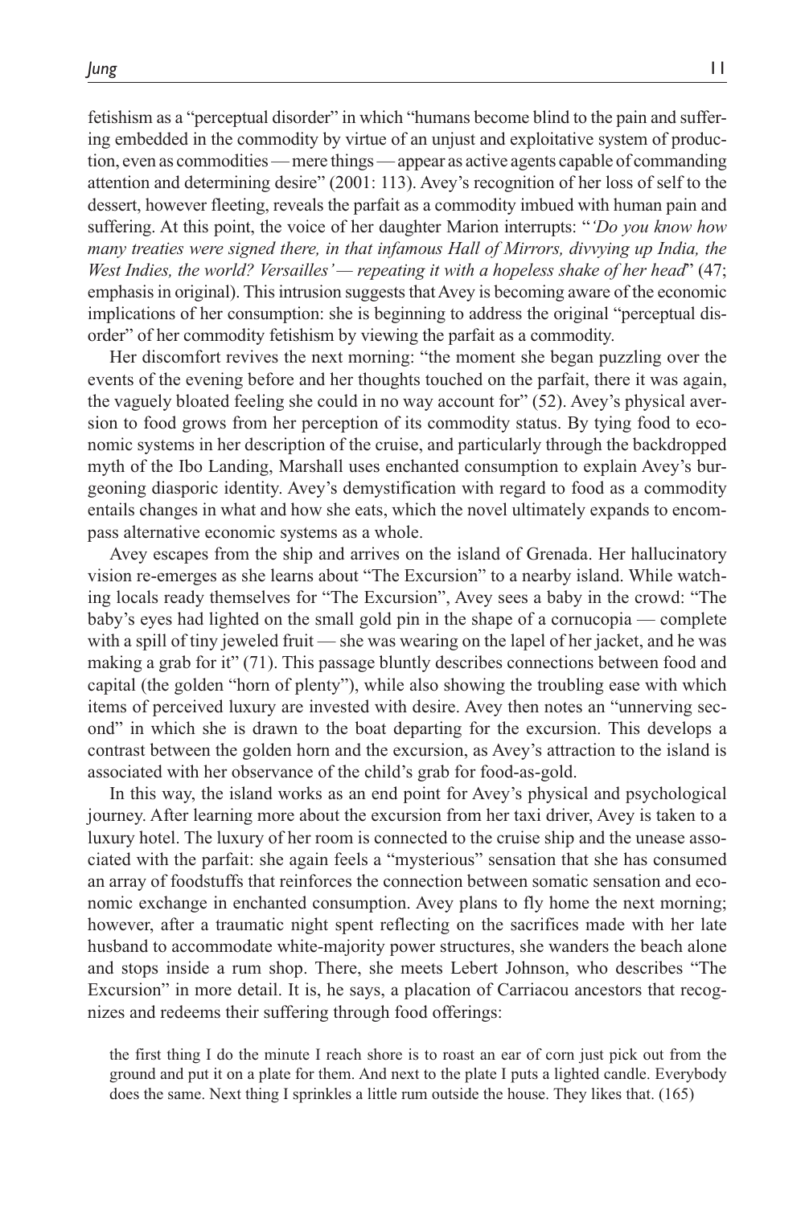fetishism as a "perceptual disorder" in which "humans become blind to the pain and suffering embedded in the commodity by virtue of an unjust and exploitative system of production, even as commodities — mere things — appear as active agents capable of commanding attention and determining desire" (2001: 113). Avey's recognition of her loss of self to the dessert, however fleeting, reveals the parfait as a commodity imbued with human pain and suffering. At this point, the voice of her daughter Marion interrupts: "*'Do you know how many treaties were signed there, in that infamous Hall of Mirrors, divvying up India, the West Indies, the world? Versailles' — repeating it with a hopeless shake of her head*" (47; emphasis in original). This intrusion suggests that Avey is becoming aware of the economic implications of her consumption: she is beginning to address the original "perceptual disorder" of her commodity fetishism by viewing the parfait as a commodity.

Her discomfort revives the next morning: "the moment she began puzzling over the events of the evening before and her thoughts touched on the parfait, there it was again, the vaguely bloated feeling she could in no way account for" (52). Avey's physical aversion to food grows from her perception of its commodity status. By tying food to economic systems in her description of the cruise, and particularly through the backdropped myth of the Ibo Landing, Marshall uses enchanted consumption to explain Avey's burgeoning diasporic identity. Avey's demystification with regard to food as a commodity entails changes in what and how she eats, which the novel ultimately expands to encompass alternative economic systems as a whole.

Avey escapes from the ship and arrives on the island of Grenada. Her hallucinatory vision re-emerges as she learns about "The Excursion" to a nearby island. While watching locals ready themselves for "The Excursion", Avey sees a baby in the crowd: "The baby's eyes had lighted on the small gold pin in the shape of a cornucopia — complete with a spill of tiny jeweled fruit — she was wearing on the lapel of her jacket, and he was making a grab for it" (71). This passage bluntly describes connections between food and capital (the golden "horn of plenty"), while also showing the troubling ease with which items of perceived luxury are invested with desire. Avey then notes an "unnerving second" in which she is drawn to the boat departing for the excursion. This develops a contrast between the golden horn and the excursion, as Avey's attraction to the island is associated with her observance of the child's grab for food-as-gold.

In this way, the island works as an end point for Avey's physical and psychological journey. After learning more about the excursion from her taxi driver, Avey is taken to a luxury hotel. The luxury of her room is connected to the cruise ship and the unease associated with the parfait: she again feels a "mysterious" sensation that she has consumed an array of foodstuffs that reinforces the connection between somatic sensation and economic exchange in enchanted consumption. Avey plans to fly home the next morning; however, after a traumatic night spent reflecting on the sacrifices made with her late husband to accommodate white-majority power structures, she wanders the beach alone and stops inside a rum shop. There, she meets Lebert Johnson, who describes "The Excursion" in more detail. It is, he says, a placation of Carriacou ancestors that recognizes and redeems their suffering through food offerings:

> the first thing I do the minute I reach shore is to roast an ear of corn just pick out from the ground and put it on a plate for them. And next to the plate I puts a lighted candle. Everybody does the same. Next thing I sprinkles a little rum outside the house. They likes that. (165)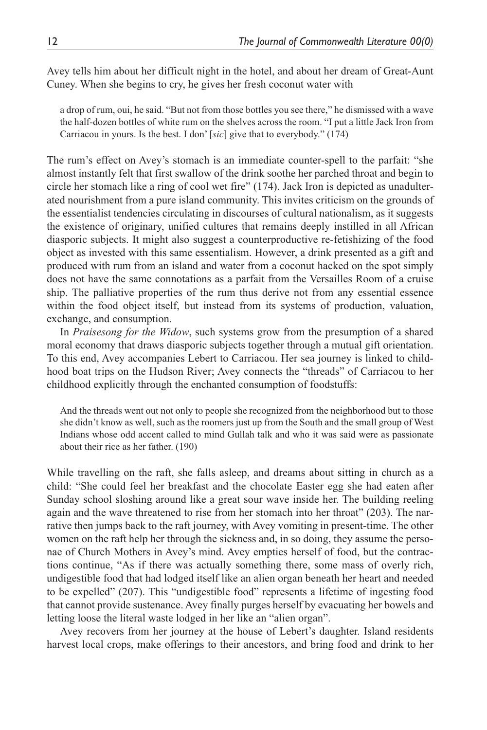Avey tells him about her difficult night in the hotel, and about her dream of Great-Aunt Cuney. When she begins to cry, he gives her fresh coconut water with

> a drop of rum, oui, he said. "But not from those bottles you see there," he dismissed with a wave the half-dozen bottles of white rum on the shelves across the room. "I put a little Jack Iron from Carriacou in yours. Is the best. I don' [*sic*] give that to everybody." (174)

The rum's effect on Avey's stomach is an immediate counter-spell to the parfait: "she almost instantly felt that first swallow of the drink soothe her parched throat and begin to circle her stomach like a ring of cool wet fire" (174). Jack Iron is depicted as unadulterated nourishment from a pure island community. This invites criticism on the grounds of the essentialist tendencies circulating in discourses of cultural nationalism, as it suggests the existence of originary, unified cultures that remains deeply instilled in all African diasporic subjects. It might also suggest a counterproductive re-fetishizing of the food object as invested with this same essentialism. However, a drink presented as a gift and produced with rum from an island and water from a coconut hacked on the spot simply does not have the same connotations as a parfait from the Versailles Room of a cruise ship. The palliative properties of the rum thus derive not from any essential essence within the food object itself, but instead from its systems of production, valuation, exchange, and consumption.

In *Praisesong for the Widow*, such systems grow from the presumption of a shared moral economy that draws diasporic subjects together through a mutual gift orientation. To this end, Avey accompanies Lebert to Carriacou. Her sea journey is linked to childhood boat trips on the Hudson River; Avey connects the "threads" of Carriacou to her childhood explicitly through the enchanted consumption of foodstuffs:

> And the threads went out not only to people she recognized from the neighborhood but to those she didn't know as well, such as the roomers just up from the South and the small group of West Indians whose odd accent called to mind Gullah talk and who it was said were as passionate about their rice as her father. (190)

While travelling on the raft, she falls asleep, and dreams about sitting in church as a child: "She could feel her breakfast and the chocolate Easter egg she had eaten after Sunday school sloshing around like a great sour wave inside her. The building reeling again and the wave threatened to rise from her stomach into her throat" (203). The narrative then jumps back to the raft journey, with Avey vomiting in present-time. The other women on the raft help her through the sickness and, in so doing, they assume the personae of Church Mothers in Avey's mind. Avey empties herself of food, but the contractions continue, "As if there was actually something there, some mass of overly rich, undigestible food that had lodged itself like an alien organ beneath her heart and needed to be expelled" (207). This "undigestible food" represents a lifetime of ingesting food that cannot provide sustenance. Avey finally purges herself by evacuating her bowels and letting loose the literal waste lodged in her like an "alien organ".

Avey recovers from her journey at the house of Lebert's daughter. Island residents harvest local crops, make offerings to their ancestors, and bring food and drink to her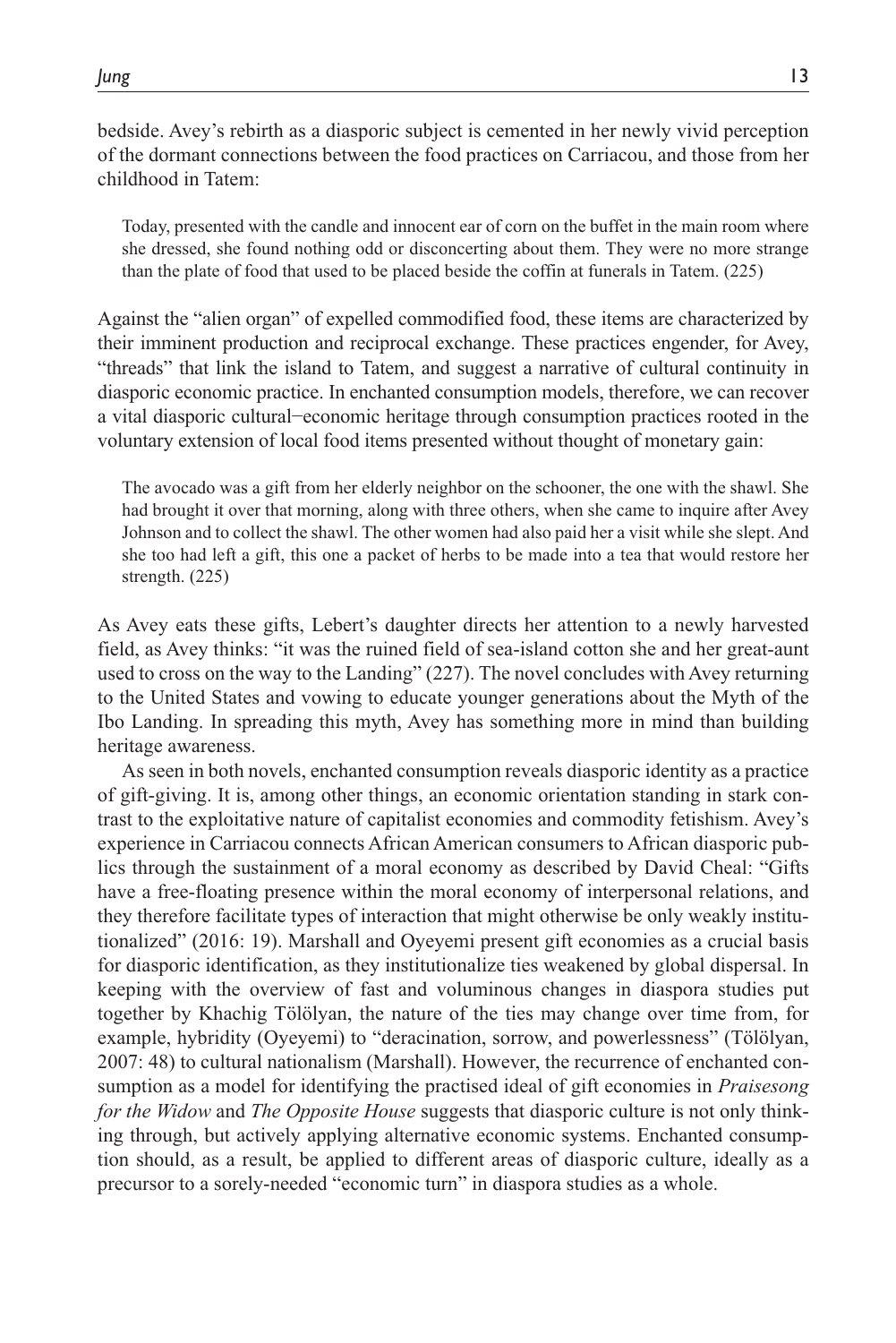bedside. Avey's rebirth as a diasporic subject is cemented in her newly vivid perception of the dormant connections between the food practices on Carriacou, and those from her childhood in Tatem:

> Today, presented with the candle and innocent ear of corn on the buffet in the main room where she dressed, she found nothing odd or disconcerting about them. They were no more strange than the plate of food that used to be placed beside the coffin at funerals in Tatem. (225)

Against the "alien organ" of expelled commodified food, these items are characterized by their imminent production and reciprocal exchange. These practices engender, for Avey, "threads" that link the island to Tatem, and suggest a narrative of cultural continuity in diasporic economic practice. In enchanted consumption models, therefore, we can recover a vital diasporic cultural–economic heritage through consumption practices rooted in the voluntary extension of local food items presented without thought of monetary gain:

> The avocado was a gift from her elderly neighbor on the schooner, the one with the shawl. She had brought it over that morning, along with three others, when she came to inquire after Avey Johnson and to collect the shawl. The other women had also paid her a visit while she slept. And she too had left a gift, this one a packet of herbs to be made into a tea that would restore her strength. (225)

As Avey eats these gifts, Lebert's daughter directs her attention to a newly harvested field, as Avey thinks: "it was the ruined field of sea-island cotton she and her great-aunt used to cross on the way to the Landing" (227). The novel concludes with Avey returning to the United States and vowing to educate younger generations about the Myth of the Ibo Landing. In spreading this myth, Avey has something more in mind than building heritage awareness.

As seen in both novels, enchanted consumption reveals diasporic identity as a practice of gift-giving. It is, among other things, an economic orientation standing in stark contrast to the exploitative nature of capitalist economies and commodity fetishism. Avey's experience in Carriacou connects African American consumers to African diasporic publics through the sustainment of a moral economy as described by David Cheal: "Gifts have a free-floating presence within the moral economy of interpersonal relations, and they therefore facilitate types of interaction that might otherwise be only weakly institutionalized" (2016: 19). Marshall and Oyeyemi present gift economies as a crucial basis for diasporic identification, as they institutionalize ties weakened by global dispersal. In keeping with the overview of fast and voluminous changes in diaspora studies put together by Khachig Tölölyan, the nature of the ties may change over time from, for example, hybridity (Oyeyemi) to "deracination, sorrow, and powerlessness" (Tölölyan, 2007: 48) to cultural nationalism (Marshall). However, the recurrence of enchanted consumption as a model for identifying the practised ideal of gift economies in *Praisesong for the Widow* and *The Opposite House* suggests that diasporic culture is not only thinking through, but actively applying alternative economic systems. Enchanted consumption should, as a result, be applied to different areas of diasporic culture, ideally as a precursor to a sorely-needed "economic turn" in diaspora studies as a whole.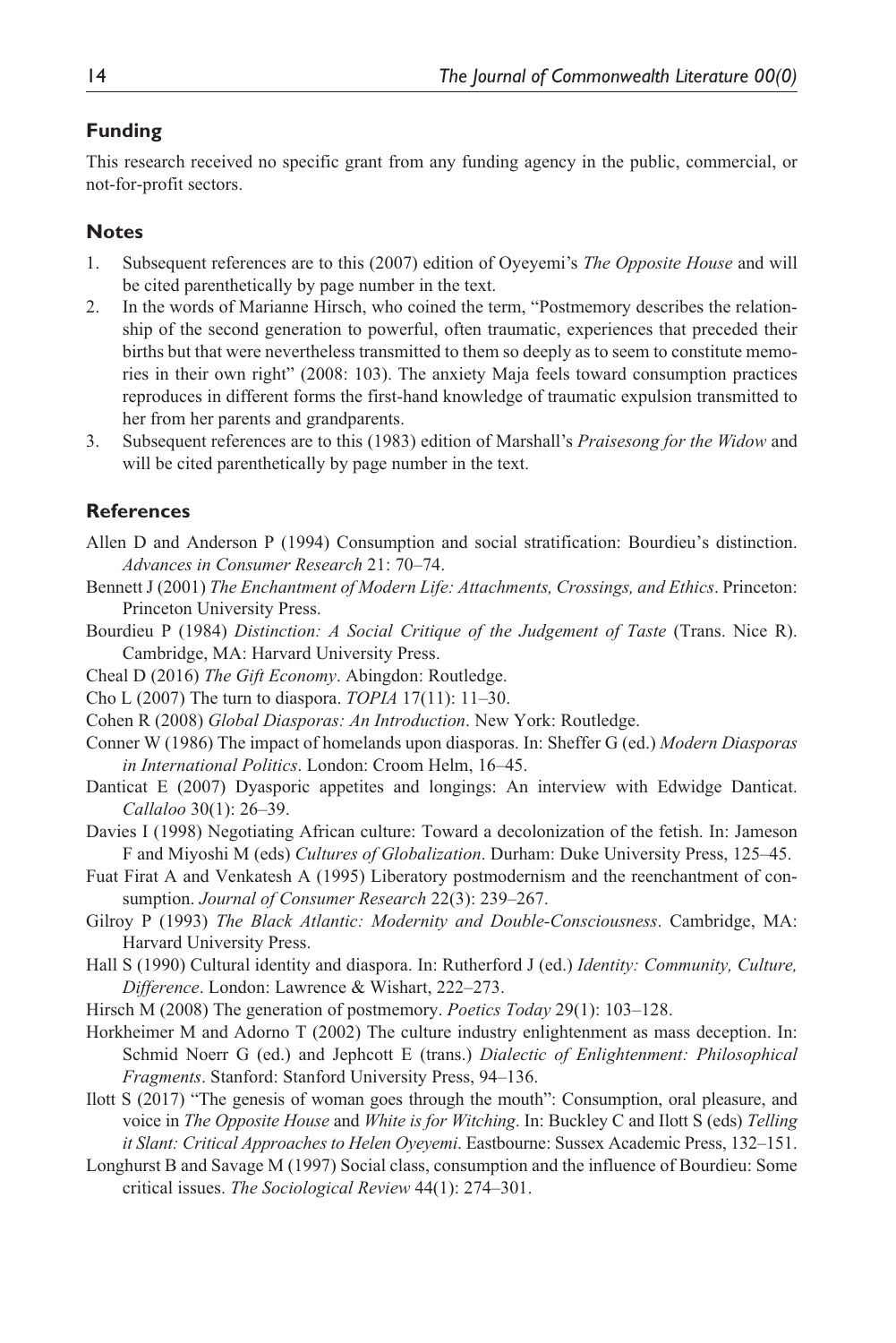## Funding

This research received no specific grant from any funding agency in the public, commercial, or not-for-profit sectors.

## Notes

1. Subsequent references are to this (2007) edition of Oyeyemi's *The Opposite House* and will be cited parenthetically by page number in the text.
2. In the words of Marianne Hirsch, who coined the term, "Postmemory describes the relationship of the second generation to powerful, often traumatic, experiences that preceded their births but that were nevertheless transmitted to them so deeply as to seem to constitute memories in their own right" (2008: 103). The anxiety Maja feels toward consumption practices reproduces in different forms the first-hand knowledge of traumatic expulsion transmitted to her from her parents and grandparents.
3. Subsequent references are to this (1983) edition of Marshall's *Praisesong for the Widow* and will be cited parenthetically by page number in the text.

## References

Allen D and Anderson P (1994) Consumption and social stratification: Bourdieu's distinction. *Advances in Consumer Research* 21: 70–74.

Bennett J (2001) *The Enchantment of Modern Life: Attachments, Crossings, and Ethics*. Princeton: Princeton University Press.

Bourdieu P (1984) *Distinction: A Social Critique of the Judgement of Taste* (Trans. Nice R). Cambridge, MA: Harvard University Press.

Cheal D (2016) *The Gift Economy*. Abingdon: Routledge.

Cho L (2007) The turn to diaspora. *TOPIA* 17(11): 11–30.

Cohen R (2008) *Global Diasporas: An Introduction*. New York: Routledge.

Conner W (1986) The impact of homelands upon diasporas. In: Sheffer G (ed.) *Modern Diasporas in International Politics*. London: Croom Helm, 16–45.

Danticat E (2007) Dyasporic appetites and longings: An interview with Edwidge Danticat. *Callaloo* 30(1): 26–39.

Davies I (1998) Negotiating African culture: Toward a decolonization of the fetish. In: Jameson F and Miyoshi M (eds) *Cultures of Globalization*. Durham: Duke University Press, 125–45.

Fuat Firat A and Venkatesh A (1995) Liberatory postmodernism and the reenchantment of consumption. *Journal of Consumer Research* 22(3): 239–267.

Gilroy P (1993) *The Black Atlantic: Modernity and Double-Consciousness*. Cambridge, MA: Harvard University Press.

Hall S (1990) Cultural identity and diaspora. In: Rutherford J (ed.) *Identity: Community, Culture, Difference*. London: Lawrence & Wishart, 222–273.

Hirsch M (2008) The generation of postmemory. *Poetics Today* 29(1): 103–128.

Horkheimer M and Adorno T (2002) The culture industry enlightenment as mass deception. In: Schmid Noerr G (ed.) and Jephcott E (trans.) *Dialectic of Enlightenment: Philosophical Fragments*. Stanford: Stanford University Press, 94–136.

Ilott S (2017) "The genesis of woman goes through the mouth": Consumption, oral pleasure, and voice in *The Opposite House* and *White is for Witching*. In: Buckley C and Ilott S (eds) *Telling it Slant: Critical Approaches to Helen Oyeyemi*. Eastbourne: Sussex Academic Press, 132–151.

Longhurst B and Savage M (1997) Social class, consumption and the influence of Bourdieu: Some critical issues. *The Sociological Review* 44(1): 274–301.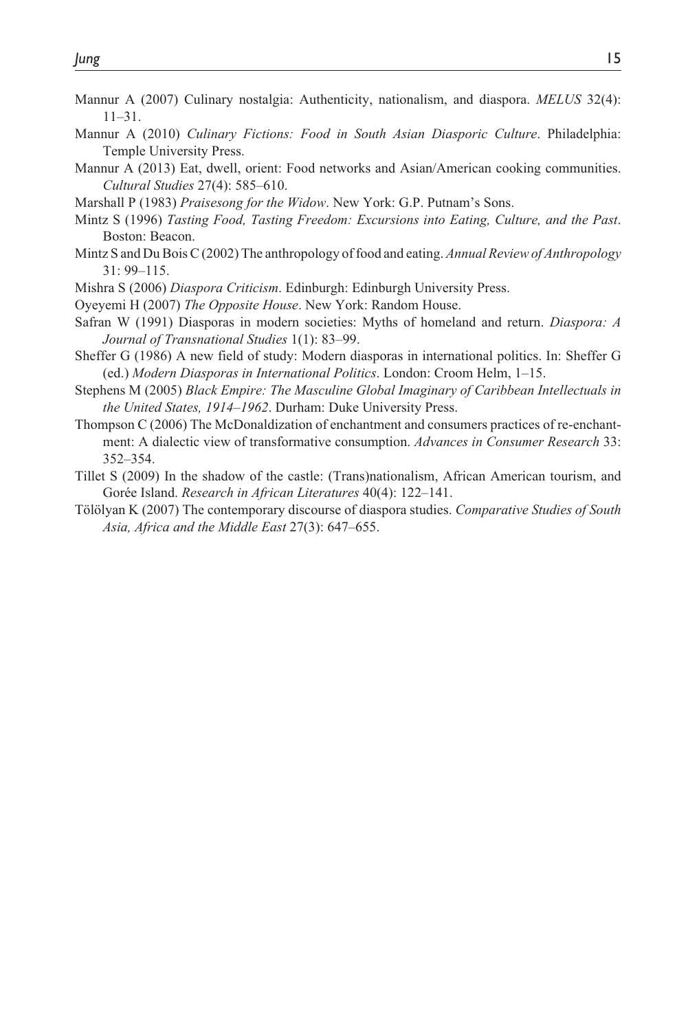Mannur A (2007) Culinary nostalgia: Authenticity, nationalism, and diaspora. *MELUS* 32(4): 11–31.

Mannur A (2010) *Culinary Fictions: Food in South Asian Diasporic Culture*. Philadelphia: Temple University Press.

Mannur A (2013) Eat, dwell, orient: Food networks and Asian/American cooking communities. *Cultural Studies* 27(4): 585–610.

Marshall P (1983) *Praisesong for the Widow*. New York: G.P. Putnam's Sons.

Mintz S (1996) *Tasting Food, Tasting Freedom: Excursions into Eating, Culture, and the Past*. Boston: Beacon.

Mintz S and Du Bois C (2002) The anthropology of food and eating. *Annual Review of Anthropology* 31: 99–115.

Mishra S (2006) *Diaspora Criticism*. Edinburgh: Edinburgh University Press.

Oyeyemi H (2007) *The Opposite House*. New York: Random House.

Safran W (1991) Diasporas in modern societies: Myths of homeland and return. *Diaspora: A Journal of Transnational Studies* 1(1): 83–99.

Sheffer G (1986) A new field of study: Modern diasporas in international politics. In: Sheffer G (ed.) *Modern Diasporas in International Politics*. London: Croom Helm, 1–15.

Stephens M (2005) *Black Empire: The Masculine Global Imaginary of Caribbean Intellectuals in the United States, 1914–1962*. Durham: Duke University Press.

Thompson C (2006) The McDonaldization of enchantment and consumers practices of re-enchantment: A dialectic view of transformative consumption. *Advances in Consumer Research* 33: 352–354.

Tillet S (2009) In the shadow of the castle: (Trans)nationalism, African American tourism, and Gorée Island. *Research in African Literatures* 40(4): 122–141.

Tölölyan K (2007) The contemporary discourse of diaspora studies. *Comparative Studies of South Asia, Africa and the Middle East* 27(3): 647–655.